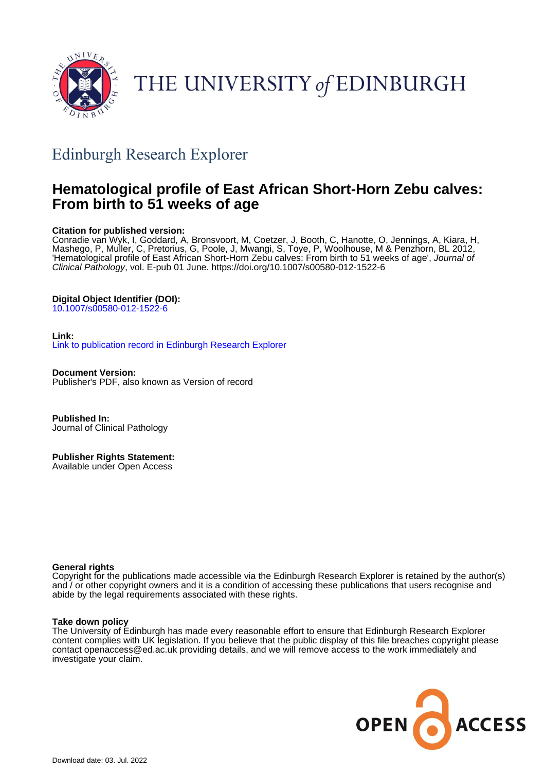# THE UNIVERSITY of EDINBURGH

## Edinburgh Research Explorer

# Hematological profile of East African Short-Horn Zebu calves: From birth to 51 weeks of age

**Citation for published version:**
Conradie van Wyk, I, Goddard, A, Bronsvoort, M, Coetzer, J, Booth, C, Hanotte, O, Jennings, A, Kiara, H, Mashego, P, Muller, C, Pretorius, G, Poole, J, Mwangi, S, Toye, P, Woolhouse, M & Penzhorn, BL 2012, 'Hematological profile of East African Short-Horn Zebu calves: From birth to 51 weeks of age', *Journal of Clinical Pathology*, vol. E-pub 01 June. https://doi.org/10.1007/s00580-012-1522-6

**Digital Object Identifier (DOI):**
10.1007/s00580-012-1522-6

**Link:**
Link to publication record in Edinburgh Research Explorer

**Document Version:**
Publisher's PDF, also known as Version of record

**Published In:**
Journal of Clinical Pathology

**Publisher Rights Statement:**
Available under Open Access

**General rights**
Copyright for the publications made accessible via the Edinburgh Research Explorer is retained by the author(s) and / or other copyright owners and it is a condition of accessing these publications that users recognise and abide by the legal requirements associated with these rights.

**Take down policy**
The University of Edinburgh has made every reasonable effort to ensure that Edinburgh Research Explorer content complies with UK legislation. If you believe that the public display of this file breaches copyright please contact openaccess@ed.ac.uk providing details, and we will remove access to the work immediately and investigate your claim.

OPEN ACCESS

Download date: 03. Jul. 2022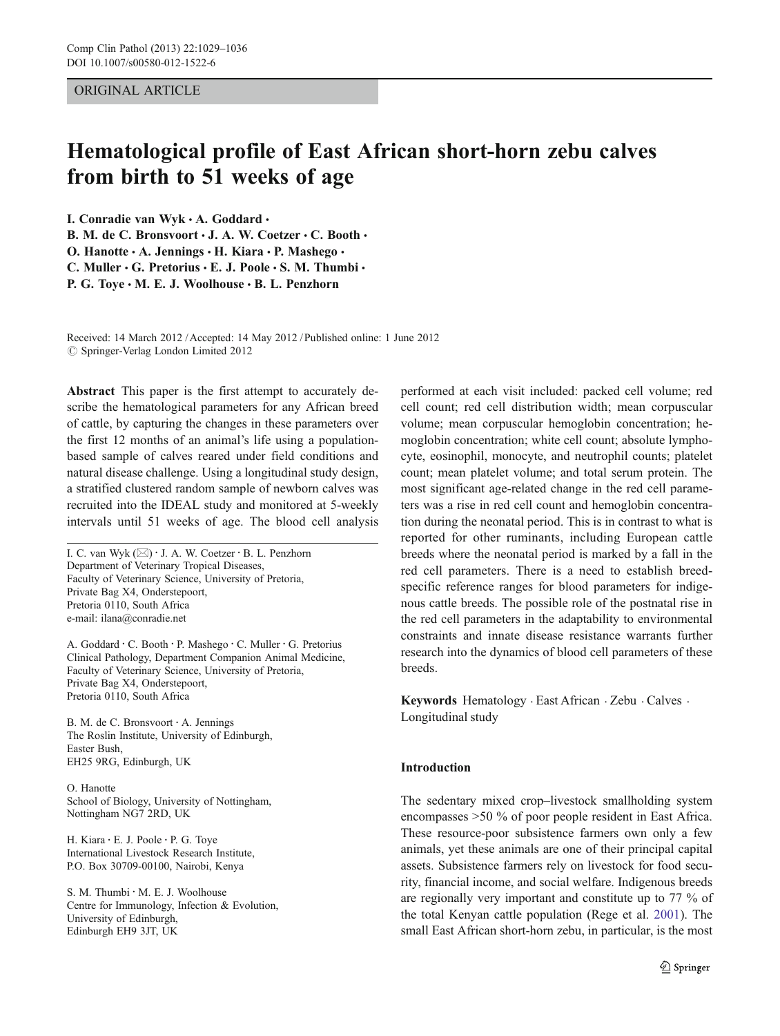# Hematological profile of East African short-horn zebu calves from birth to 51 weeks of age

**I. Conradie van Wyk · A. Goddard · B. M. de C. Bronsvoort · J. A. W. Coetzer · C. Booth · O. Hanotte · A. Jennings · H. Kiara · P. Mashego · C. Muller · G. Pretorius · E. J. Poole · S. M. Thumbi · P. G. Toye · M. E. J. Woolhouse · B. L. Penzhorn**

Received: 14 March 2012 / Accepted: 14 May 2012 / Published online: 1 June 2012
© Springer-Verlag London Limited 2012

**Abstract** This paper is the first attempt to accurately describe the hematological parameters for any African breed of cattle, by capturing the changes in these parameters over the first 12 months of an animal's life using a population-based sample of calves reared under field conditions and natural disease challenge. Using a longitudinal study design, a stratified clustered random sample of newborn calves was recruited into the IDEAL study and monitored at 5-weekly intervals until 51 weeks of age. The blood cell analysis performed at each visit included: packed cell volume; red cell count; red cell distribution width; mean corpuscular volume; mean corpuscular hemoglobin concentration; hemoglobin concentration; white cell count; absolute lymphocyte, eosinophil, monocyte, and neutrophil counts; platelet count; mean platelet volume; and total serum protein. The most significant age-related change in the red cell parameters was a rise in red cell count and hemoglobin concentration during the neonatal period. This is in contrast to what is reported for other ruminants, including European cattle breeds where the neonatal period is marked by a fall in the red cell parameters. There is a need to establish breed-specific reference ranges for blood parameters for indigenous cattle breeds. The possible role of the postnatal rise in the red cell parameters in the adaptability to environmental constraints and innate disease resistance warrants further research into the dynamics of blood cell parameters of these breeds.

**Keywords** Hematology · East African · Zebu · Calves · Longitudinal study

I. C. van Wyk (✉) · J. A. W. Coetzer · B. L. Penzhorn
Department of Veterinary Tropical Diseases,
Faculty of Veterinary Science, University of Pretoria,
Private Bag X4, Onderstepoort,
Pretoria 0110, South Africa
e-mail: ilana@conradie.net

A. Goddard · C. Booth · P. Mashego · C. Muller · G. Pretorius
Clinical Pathology, Department Companion Animal Medicine,
Faculty of Veterinary Science, University of Pretoria,
Private Bag X4, Onderstepoort,
Pretoria 0110, South Africa

B. M. de C. Bronsvoort · A. Jennings
The Roslin Institute, University of Edinburgh,
Easter Bush,
EH25 9RG, Edinburgh, UK

O. Hanotte
School of Biology, University of Nottingham,
Nottingham NG7 2RD, UK

H. Kiara · E. J. Poole · P. G. Toye
International Livestock Research Institute,
P.O. Box 30709-00100, Nairobi, Kenya

S. M. Thumbi · M. E. J. Woolhouse
Centre for Immunology, Infection & Evolution,
University of Edinburgh,
Edinburgh EH9 3JT, UK

## Introduction

The sedentary mixed crop–livestock smallholding system encompasses >50 % of poor people resident in East Africa. These resource-poor subsistence farmers own only a few animals, yet these animals are one of their principal capital assets. Subsistence farmers rely on livestock for food security, financial income, and social welfare. Indigenous breeds are regionally very important and constitute up to 77 % of the total Kenyan cattle population (Rege et al. 2001). The small East African short-horn zebu, in particular, is the most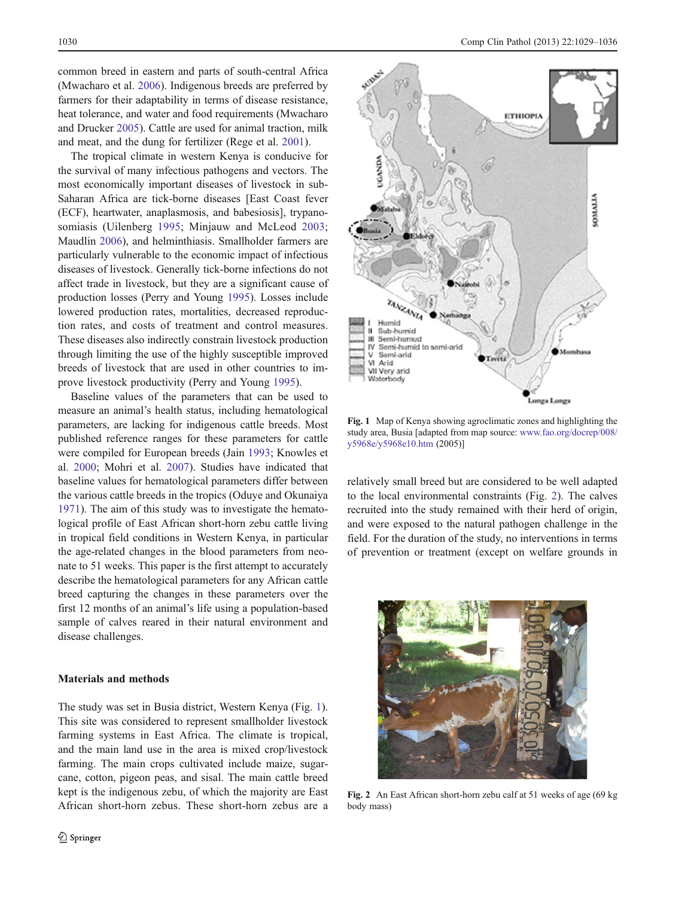common breed in eastern and parts of south-central Africa (Mwacharo et al. 2006). Indigenous breeds are preferred by farmers for their adaptability in terms of disease resistance, heat tolerance, and water and food requirements (Mwacharo and Drucker 2005). Cattle are used for animal traction, milk and meat, and the dung for fertilizer (Rege et al. 2001).

The tropical climate in western Kenya is conducive for the survival of many infectious pathogens and vectors. The most economically important diseases of livestock in sub-Saharan Africa are tick-borne diseases [East Coast fever (ECF), heartwater, anaplasmosis, and babesiosis], trypanosomiasis (Uilenberg 1995; Minjauw and McLeod 2003; Maudlin 2006), and helminthiasis. Smallholder farmers are particularly vulnerable to the economic impact of infectious diseases of livestock. Generally tick-borne infections do not affect trade in livestock, but they are a significant cause of production losses (Perry and Young 1995). Losses include lowered production rates, mortalities, decreased reproduction rates, and costs of treatment and control measures. These diseases also indirectly constrain livestock production through limiting the use of the highly susceptible improved breeds of livestock that are used in other countries to improve livestock productivity (Perry and Young 1995).

Baseline values of the parameters that can be used to measure an animal's health status, including hematological parameters, are lacking for indigenous cattle breeds. Most published reference ranges for these parameters for cattle were compiled for European breeds (Jain 1993; Knowles et al. 2000; Mohri et al. 2007). Studies have indicated that baseline values for hematological parameters differ between the various cattle breeds in the tropics (Oduye and Okunaiya 1971). The aim of this study was to investigate the hematological profile of East African short-horn zebu cattle living in tropical field conditions in Western Kenya, in particular the age-related changes in the blood parameters from neonate to 51 weeks. This paper is the first attempt to accurately describe the hematological parameters for any African cattle breed capturing the changes in these parameters over the first 12 months of an animal's life using a population-based sample of calves reared in their natural environment and disease challenges.

## Materials and methods

The study was set in Busia district, Western Kenya (Fig. 1). This site was considered to represent smallholder livestock farming systems in East Africa. The climate is tropical, and the main land use in the area is mixed crop/livestock farming. The main crops cultivated include maize, sugarcane, cotton, pigeon peas, and sisal. The main cattle breed kept is the indigenous zebu, of which the majority are East African short-horn zebus. These short-horn zebus are a relatively small breed but are considered to be well adapted to the local environmental constraints (Fig. 2). The calves recruited into the study remained with their herd of origin, and were exposed to the natural pathogen challenge in the field. For the duration of the study, no interventions in terms of prevention or treatment (except on welfare grounds in

Fig. 1 Map of Kenya showing agroclimatic zones and highlighting the study area, Busia [adapted from map source: www.fao.org/docrep/008/y5968e/y5968e10.htm (2005)]

Fig. 2 An East African short-horn zebu calf at 51 weeks of age (69 kg body mass)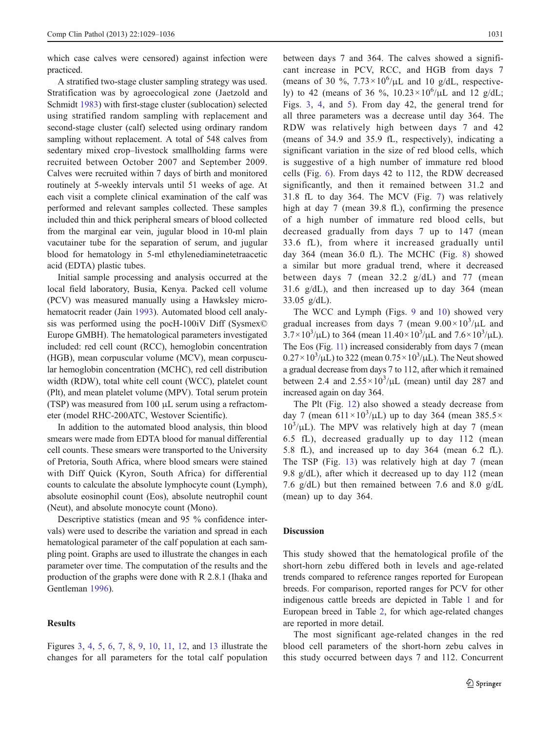which case calves were censored) against infection were practiced.

A stratified two-stage cluster sampling strategy was used. Stratification was by agroecological zone (Jaetzold and Schmidt 1983) with first-stage cluster (sublocation) selected using stratified random sampling with replacement and second-stage cluster (calf) selected using ordinary random sampling without replacement. A total of 548 calves from sedentary mixed crop–livestock smallholding farms were recruited between October 2007 and September 2009. Calves were recruited within 7 days of birth and monitored routinely at 5-weekly intervals until 51 weeks of age. At each visit a complete clinical examination of the calf was performed and relevant samples collected. These samples included thin and thick peripheral smears of blood collected from the marginal ear vein, jugular blood in 10-ml plain vacutainer tube for the separation of serum, and jugular blood for hematology in 5-ml ethylenediaminetetraacetic acid (EDTA) plastic tubes.

Initial sample processing and analysis occurred at the local field laboratory, Busia, Kenya. Packed cell volume (PCV) was measured manually using a Hawksley microhematocrit reader (Jain 1993). Automated blood cell analysis was performed using the pocH-100iV Diff (Sysmex© Europe GMBH). The hematological parameters investigated included: red cell count (RCC), hemoglobin concentration (HGB), mean corpuscular volume (MCV), mean corpuscular hemoglobin concentration (MCHC), red cell distribution width (RDW), total white cell count (WCC), platelet count (Plt), and mean platelet volume (MPV). Total serum protein (TSP) was measured from 100 μL serum using a refractometer (model RHC-200ATC, Westover Scientific).

In addition to the automated blood analysis, thin blood smears were made from EDTA blood for manual differential cell counts. These smears were transported to the University of Pretoria, South Africa, where blood smears were stained with Diff Quick (Kyron, South Africa) for differential counts to calculate the absolute lymphocyte count (Lymph), absolute eosinophil count (Eos), absolute neutrophil count (Neut), and absolute monocyte count (Mono).

Descriptive statistics (mean and 95 % confidence intervals) were used to describe the variation and spread in each hematological parameter of the calf population at each sampling point. Graphs are used to illustrate the changes in each parameter over time. The computation of the results and the production of the graphs were done with R 2.8.1 (Ihaka and Gentleman 1996).

## Results

Figures 3, 4, 5, 6, 7, 8, 9, 10, 11, 12, and 13 illustrate the changes for all parameters for the total calf population between days 7 and 364. The calves showed a significant increase in PCV, RCC, and HGB from days 7 (means of 30 %, $7.73\times10^6/\mu L$ and 10 g/dL, respectively) to 42 (means of 36 %, $10.23\times10^6/\mu L$ and 12 g/dL; Figs. 3, 4, and 5). From day 42, the general trend for all three parameters was a decrease until day 364. The RDW was relatively high between days 7 and 42 (means of 34.9 and 35.9 fL, respectively), indicating a significant variation in the size of red blood cells, which is suggestive of a high number of immature red blood cells (Fig. 6). From days 42 to 112, the RDW decreased significantly, and then it remained between 31.2 and 31.8 fL to day 364. The MCV (Fig. 7) was relatively high at day 7 (mean 39.8 fL), confirming the presence of a high number of immature red blood cells, but decreased gradually from days 7 up to 147 (mean 33.6 fL), from where it increased gradually until day 364 (mean 36.0 fL). The MCHC (Fig. 8) showed a similar but more gradual trend, where it decreased between days 7 (mean 32.2 g/dL) and 77 (mean 31.6 g/dL), and then increased up to day 364 (mean 33.05 g/dL).

The WCC and Lymph (Figs. 9 and 10) showed very gradual increases from days 7 (mean $9.00\times10^3/\mu L$ and $3.7\times10^3/\mu L$) to 364 (mean $11.40\times10^3/\mu L$ and $7.6\times10^3/\mu L$). The Eos (Fig. 11) increased considerably from days 7 (mean $0.27\times10^3/\mu L$) to 322 (mean $0.75\times10^3/\mu L$). The Neut showed a gradual decrease from days 7 to 112, after which it remained between 2.4 and $2.55\times10^3/\mu L$ (mean) until day 287 and increased again on day 364.

The Plt (Fig. 12) also showed a steady decrease from day 7 (mean $611\times10^3/\mu L$) up to day 364 (mean $385.5\times10^3/\mu L$). The MPV was relatively high at day 7 (mean 6.5 fL), decreased gradually up to day 112 (mean 5.8 fL), and increased up to day 364 (mean 6.2 fL). The TSP (Fig. 13) was relatively high at day 7 (mean 9.8 g/dL), after which it decreased up to day 112 (mean 7.6 g/dL) but then remained between 7.6 and 8.0 g/dL (mean) up to day 364.

## Discussion

This study showed that the hematological profile of the short-horn zebu differed both in levels and age-related trends compared to reference ranges reported for European breeds. For comparison, reported ranges for PCV for other indigenous cattle breeds are depicted in Table 1 and for European breed in Table 2, for which age-related changes are reported in more detail.

The most significant age-related changes in the red blood cell parameters of the short-horn zebu calves in this study occurred between days 7 and 112. Concurrent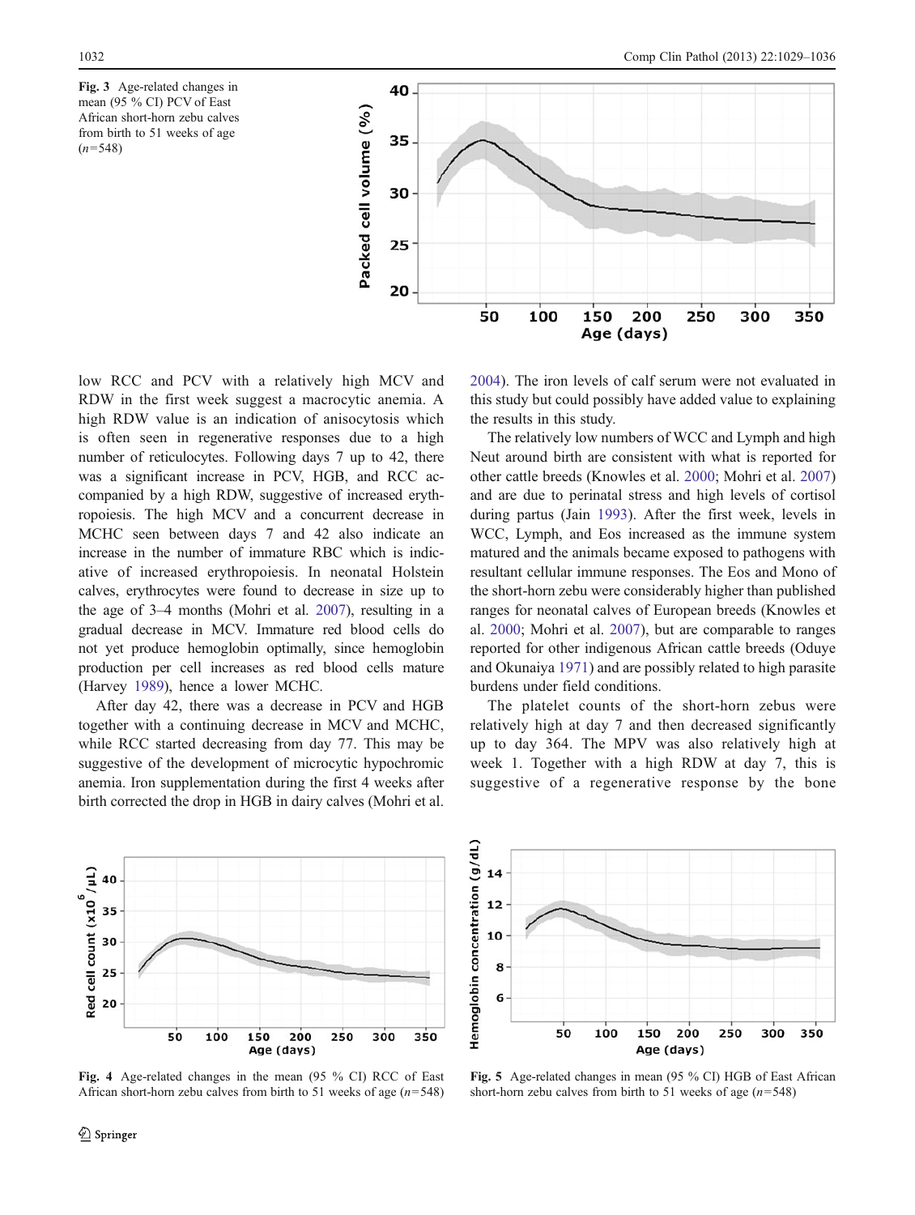**Fig. 3** Age-related changes in mean (95 % CI) PCV of East African short-horn zebu calves from birth to 51 weeks of age (*n*=548)

low RCC and PCV with a relatively high MCV and RDW in the first week suggest a macrocytic anemia. A high RDW value is an indication of anisocytosis which is often seen in regenerative responses due to a high number of reticulocytes. Following days 7 up to 42, there was a significant increase in PCV, HGB, and RCC accompanied by a high RDW, suggestive of increased erythropoiesis. The high MCV and a concurrent decrease in MCHC seen between days 7 and 42 also indicate an increase in the number of immature RBC which is indicative of increased erythropoiesis. In neonatal Holstein calves, erythrocytes were found to decrease in size up to the age of 3–4 months (Mohri et al. 2007), resulting in a gradual decrease in MCV. Immature red blood cells do not yet produce hemoglobin optimally, since hemoglobin production per cell increases as red blood cells mature (Harvey 1989), hence a lower MCHC.

After day 42, there was a decrease in PCV and HGB together with a continuing decrease in MCV and MCHC, while RCC started decreasing from day 77. This may be suggestive of the development of microcytic hypochromic anemia. Iron supplementation during the first 4 weeks after birth corrected the drop in HGB in dairy calves (Mohri et al. 2004). The iron levels of calf serum were not evaluated in this study but could possibly have added value to explaining the results in this study.

The relatively low numbers of WCC and Lymph and high Neut around birth are consistent with what is reported for other cattle breeds (Knowles et al. 2000; Mohri et al. 2007) and are due to perinatal stress and high levels of cortisol during partus (Jain 1993). After the first week, levels in WCC, Lymph, and Eos increased as the immune system matured and the animals became exposed to pathogens with resultant cellular immune responses. The Eos and Mono of the short-horn zebu were considerably higher than published ranges for neonatal calves of European breeds (Knowles et al. 2000; Mohri et al. 2007), but are comparable to ranges reported for other indigenous African cattle breeds (Oduye and Okunaiya 1971) and are possibly related to high parasite burdens under field conditions.

The platelet counts of the short-horn zebus were relatively high at day 7 and then decreased significantly up to day 364. The MPV was also relatively high at week 1. Together with a high RDW at day 7, this is suggestive of a regenerative response by the bone

**Fig. 4** Age-related changes in the mean (95 % CI) RCC of East African short-horn zebu calves from birth to 51 weeks of age (*n*=548)

**Fig. 5** Age-related changes in mean (95 % CI) HGB of East African short-horn zebu calves from birth to 51 weeks of age (*n*=548)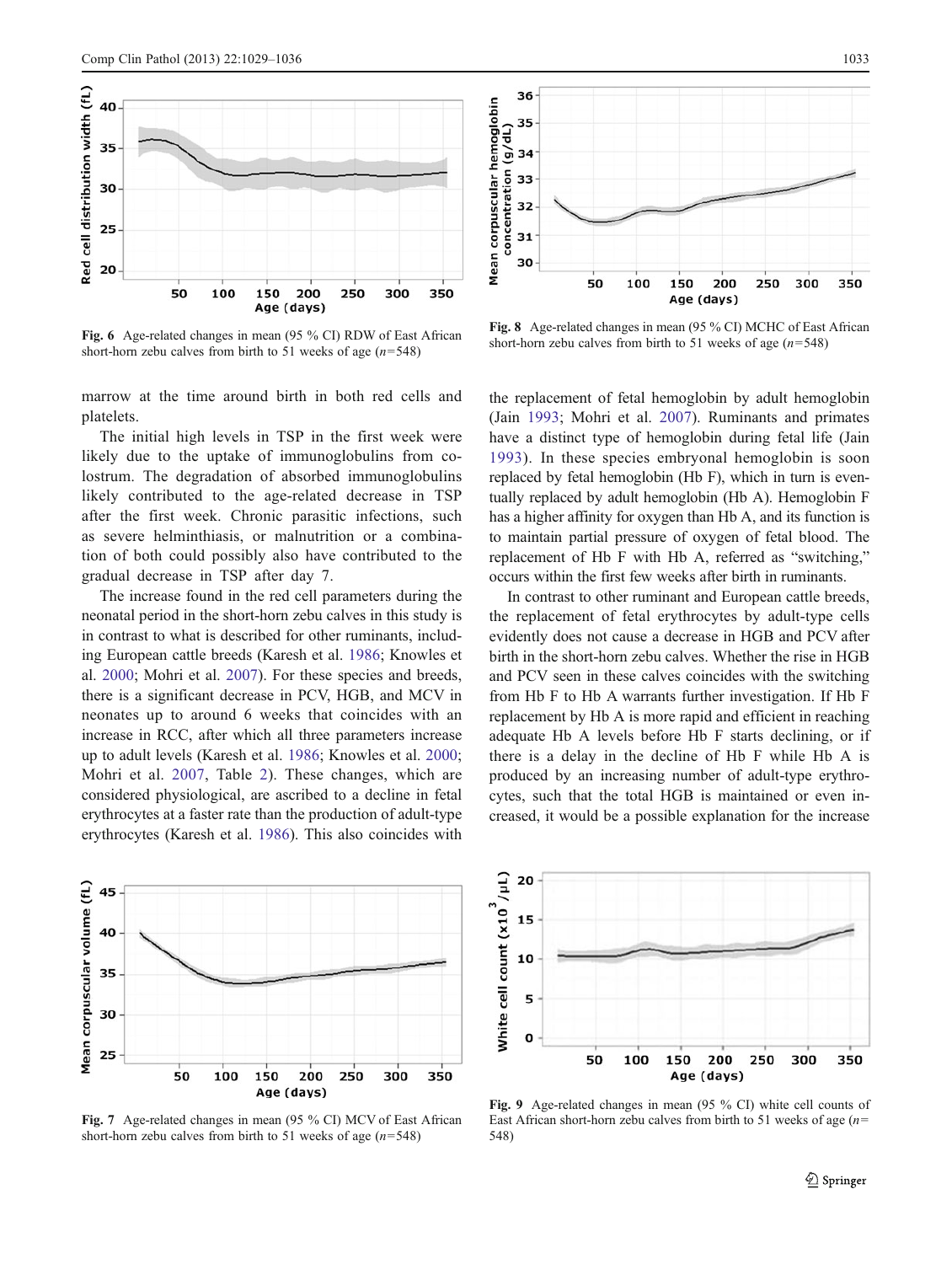Fig. 6 Age-related changes in mean (95 % CI) RDW of East African short-horn zebu calves from birth to 51 weeks of age (*n*=548)

Fig. 8 Age-related changes in mean (95 % CI) MCHC of East African short-horn zebu calves from birth to 51 weeks of age (*n*=548)

marrow at the time around birth in both red cells and platelets.

The initial high levels in TSP in the first week were likely due to the uptake of immunoglobulins from colostrum. The degradation of absorbed immunoglobulins likely contributed to the age-related decrease in TSP after the first week. Chronic parasitic infections, such as severe helminthiasis, or malnutrition or a combination of both could possibly also have contributed to the gradual decrease in TSP after day 7.

The increase found in the red cell parameters during the neonatal period in the short-horn zebu calves in this study is in contrast to what is described for other ruminants, including European cattle breeds (Karesh et al. 1986; Knowles et al. 2000; Mohri et al. 2007). For these species and breeds, there is a significant decrease in PCV, HGB, and MCV in neonates up to around 6 weeks that coincides with an increase in RCC, after which all three parameters increase up to adult levels (Karesh et al. 1986; Knowles et al. 2000; Mohri et al. 2007, Table 2). These changes, which are considered physiological, are ascribed to a decline in fetal erythrocytes at a faster rate than the production of adult-type erythrocytes (Karesh et al. 1986). This also coincides with the replacement of fetal hemoglobin by adult hemoglobin (Jain 1993; Mohri et al. 2007). Ruminants and primates have a distinct type of hemoglobin during fetal life (Jain 1993). In these species embryonal hemoglobin is soon replaced by fetal hemoglobin (Hb F), which in turn is eventually replaced by adult hemoglobin (Hb A). Hemoglobin F has a higher affinity for oxygen than Hb A, and its function is to maintain partial pressure of oxygen of fetal blood. The replacement of Hb F with Hb A, referred as "switching," occurs within the first few weeks after birth in ruminants.

In contrast to other ruminant and European cattle breeds, the replacement of fetal erythrocytes by adult-type cells evidently does not cause a decrease in HGB and PCV after birth in the short-horn zebu calves. Whether the rise in HGB and PCV seen in these calves coincides with the switching from Hb F to Hb A warrants further investigation. If Hb F replacement by Hb A is more rapid and efficient in reaching adequate Hb A levels before Hb F starts declining, or if there is a delay in the decline of Hb F while Hb A is produced by an increasing number of adult-type erythrocytes, such that the total HGB is maintained or even increased, it would be a possible explanation for the increase

Fig. 7 Age-related changes in mean (95 % CI) MCV of East African short-horn zebu calves from birth to 51 weeks of age (*n*=548)

Fig. 9 Age-related changes in mean (95 % CI) white cell counts of East African short-horn zebu calves from birth to 51 weeks of age (*n*=548)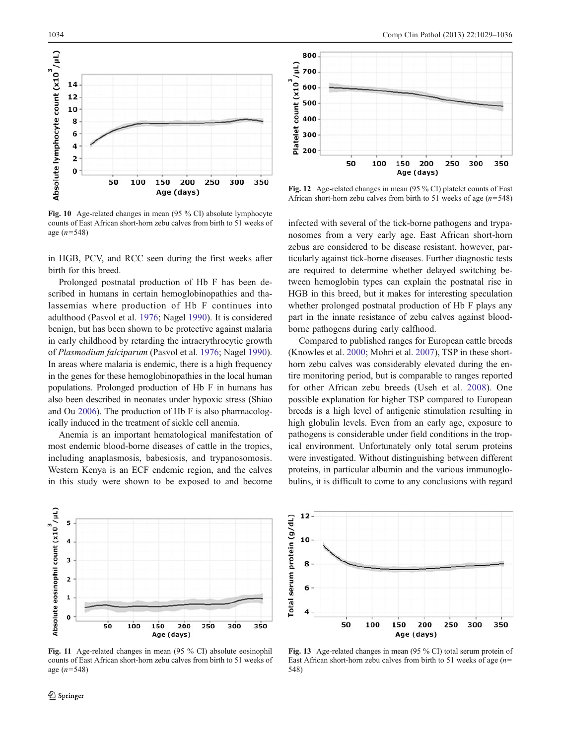Fig. 10 Age-related changes in mean (95 % CI) absolute lymphocyte counts of East African short-horn zebu calves from birth to 51 weeks of age ($n$=548)

in HGB, PCV, and RCC seen during the first weeks after birth for this breed.

Prolonged postnatal production of Hb F has been described in humans in certain hemoglobinopathies and thalassemias where production of Hb F continues into adulthood (Pasvol et al. 1976; Nagel 1990). It is considered benign, but has been shown to be protective against malaria in early childhood by retarding the intraerythrocytic growth of *Plasmodium falciparum* (Pasvol et al. 1976; Nagel 1990). In areas where malaria is endemic, there is a high frequency in the genes for these hemoglobinopathies in the local human populations. Prolonged production of Hb F in humans has also been described in neonates under hypoxic stress (Shiao and Ou 2006). The production of Hb F is also pharmacologically induced in the treatment of sickle cell anemia.

Anemia is an important hematological manifestation of most endemic blood-borne diseases of cattle in the tropics, including anaplasmosis, babesiosis, and trypanosomosis. Western Kenya is an ECF endemic region, and the calves in this study were shown to be exposed to and become infected with several of the tick-borne pathogens and trypanosomes from a very early age. East African short-horn zebus are considered to be disease resistant, however, particularly against tick-borne diseases. Further diagnostic tests are required to determine whether delayed switching between hemoglobin types can explain the postnatal rise in HGB in this breed, but it makes for interesting speculation whether prolonged postnatal production of Hb F plays any part in the innate resistance of zebu calves against blood-borne pathogens during early calfhood.

Compared to published ranges for European cattle breeds (Knowles et al. 2000; Mohri et al. 2007), TSP in these short-horn zebu calves was considerably elevated during the entire monitoring period, but is comparable to ranges reported for other African zebu breeds (Useh et al. 2008). One possible explanation for higher TSP compared to European breeds is a high level of antigenic stimulation resulting in high globulin levels. Even from an early age, exposure to pathogens is considerable under field conditions in the tropical environment. Unfortunately only total serum proteins were investigated. Without distinguishing between different proteins, in particular albumin and the various immunoglobulins, it is difficult to come to any conclusions with regard

Fig. 12 Age-related changes in mean (95 % CI) platelet counts of East African short-horn zebu calves from birth to 51 weeks of age ($n$=548)

Fig. 11 Age-related changes in mean (95 % CI) absolute eosinophil counts of East African short-horn zebu calves from birth to 51 weeks of age ($n$=548)

Fig. 13 Age-related changes in mean (95 % CI) total serum protein of East African short-horn zebu calves from birth to 51 weeks of age ($n$=548)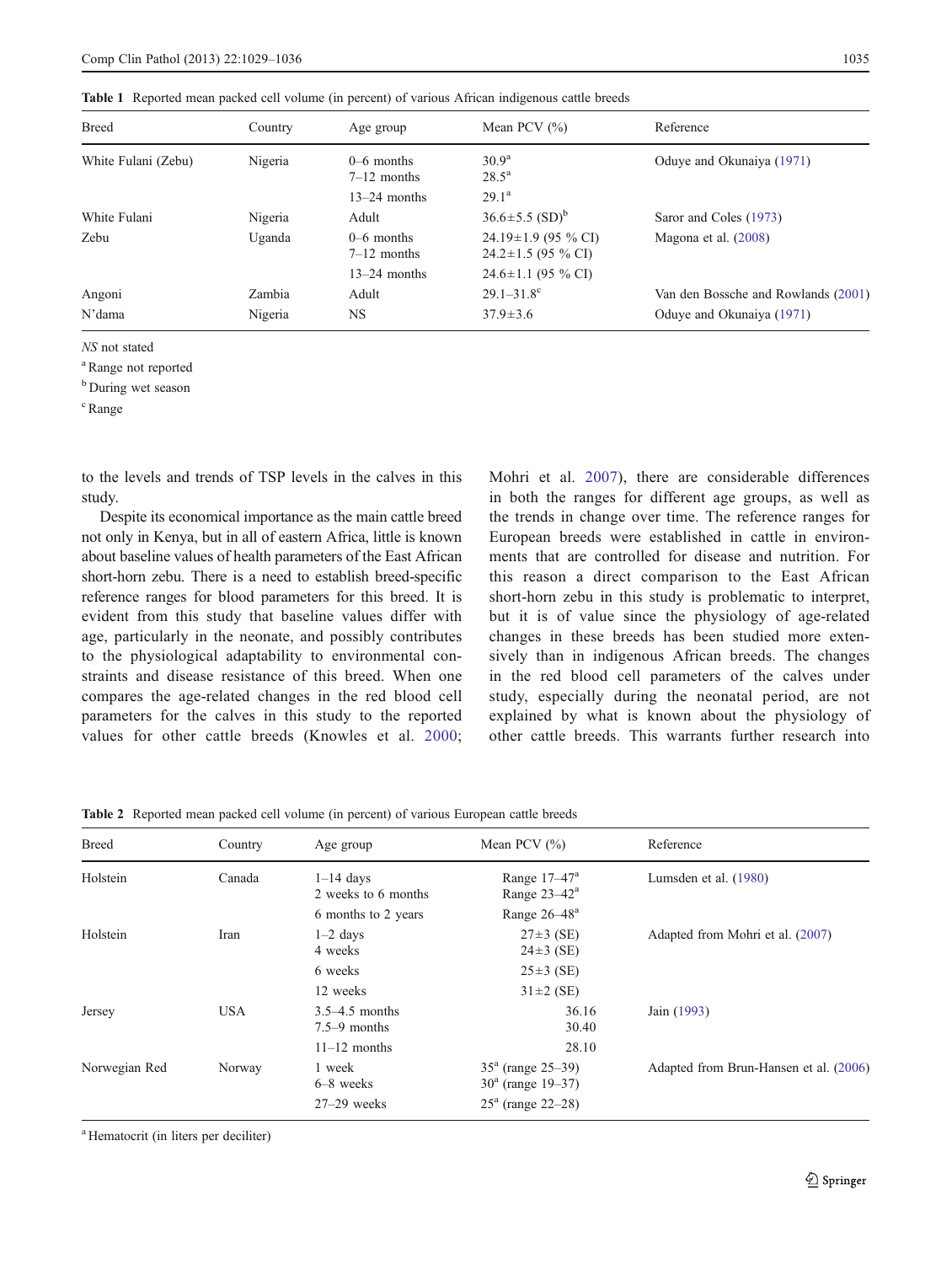Table 1 Reported mean packed cell volume (in percent) of various African indigenous cattle breeds

| Breed | Country | Age group | Mean PCV (%) | Reference |
|---|---|---|---|---|
| White Fulani (Zebu) | Nigeria | 0–6 months | 30.9[a] | Oduye and Okunaiya (1971) |
| | | 7–12 months | 28.5[a] | |
| | | 13–24 months | 29.1[a] | |
| White Fulani | Nigeria | Adult | 36.6±5.5 (SD)[b] | Saror and Coles (1973) |
| Zebu | Uganda | 0–6 months | 24.19±1.9 (95 % CI) | Magona et al. (2008) |
| | | 7–12 months | 24.2±1.5 (95 % CI) | |
| | | 13–24 months | 24.6±1.1 (95 % CI) | |
| Angoni | Zambia | Adult | 29.1–31.8[c] | Van den Bossche and Rowlands (2001) |
| N'dama | Nigeria | NS | 37.9±3.6 | Oduye and Okunaiya (1971) |

*NS* not stated

[a] Range not reported

[b] During wet season

[c] Range

to the levels and trends of TSP levels in the calves in this study.

Despite its economical importance as the main cattle breed not only in Kenya, but in all of eastern Africa, little is known about baseline values of health parameters of the East African short-horn zebu. There is a need to establish breed-specific reference ranges for blood parameters for this breed. It is evident from this study that baseline values differ with age, particularly in the neonate, and possibly contributes to the physiological adaptability to environmental constraints and disease resistance of this breed. When one compares the age-related changes in the red blood cell parameters for the calves in this study to the reported values for other cattle breeds (Knowles et al. 2000; Mohri et al. 2007), there are considerable differences in both the ranges for different age groups, as well as the trends in change over time. The reference ranges for European breeds were established in cattle in environments that are controlled for disease and nutrition. For this reason a direct comparison to the East African short-horn zebu in this study is problematic to interpret, but it is of value since the physiology of age-related changes in these breeds has been studied more extensively than in indigenous African breeds. The changes in the red blood cell parameters of the calves under study, especially during the neonatal period, are not explained by what is known about the physiology of other cattle breeds. This warrants further research into

Table 2 Reported mean packed cell volume (in percent) of various European cattle breeds

| Breed | Country | Age group | Mean PCV (%) | Reference |
|---|---|---|---|---|
| Holstein | Canada | 1–14 days | Range 17–47[a] | Lumsden et al. (1980) |
| | | 2 weeks to 6 months | Range 23–42[a] | |
| | | 6 months to 2 years | Range 26–48[a] | |
| Holstein | Iran | 1–2 days | 27±3 (SE) | Adapted from Mohri et al. (2007) |
| | | 4 weeks | 24±3 (SE) | |
| | | 6 weeks | 25±3 (SE) | |
| | | 12 weeks | 31±2 (SE) | |
| Jersey | USA | 3.5–4.5 months | 36.16 | Jain (1993) |
| | | 7.5–9 months | 30.40 | |
| | | 11–12 months | 28.10 | |
| Norwegian Red | Norway | 1 week | 35[a] (range 25–39) | Adapted from Brun-Hansen et al. (2006) |
| | | 6–8 weeks | 30[a] (range 19–37) | |
| | | 27–29 weeks | 25[a] (range 22–28) | |

[a] Hematocrit (in liters per deciliter)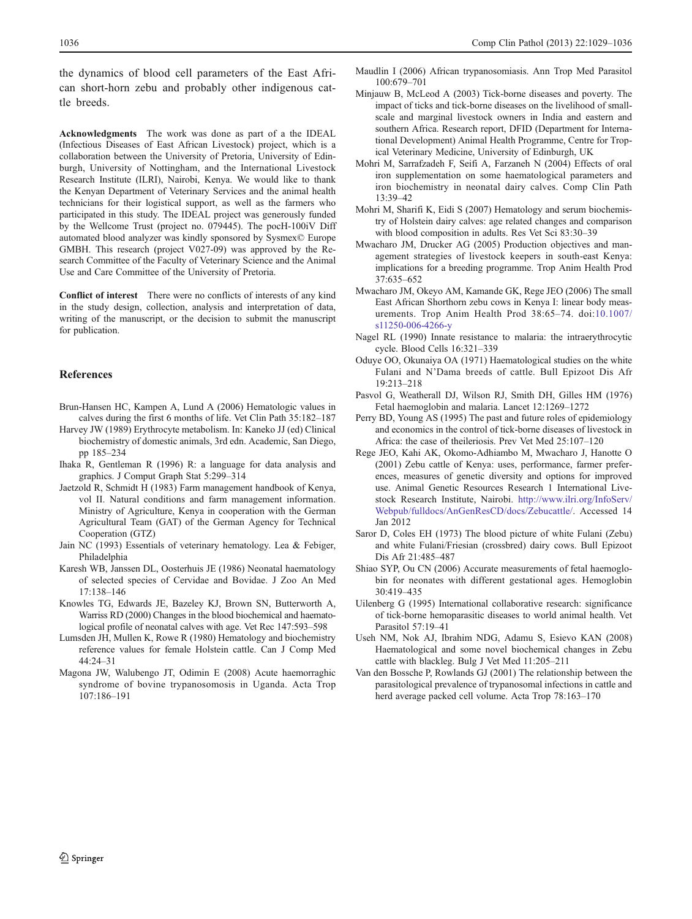the dynamics of blood cell parameters of the East African short-horn zebu and probably other indigenous cattle breeds.

**Acknowledgments** The work was done as part of a the IDEAL (Infectious Diseases of East African Livestock) project, which is a collaboration between the University of Pretoria, University of Edinburgh, University of Nottingham, and the International Livestock Research Institute (ILRI), Nairobi, Kenya. We would like to thank the Kenyan Department of Veterinary Services and the animal health technicians for their logistical support, as well as the farmers who participated in this study. The IDEAL project was generously funded by the Wellcome Trust (project no. 079445). The pocH-100iV Diff automated blood analyzer was kindly sponsored by Sysmex© Europe GMBH. This research (project V027-09) was approved by the Research Committee of the Faculty of Veterinary Science and the Animal Use and Care Committee of the University of Pretoria.

**Conflict of interest** There were no conflicts of interests of any kind in the study design, collection, analysis and interpretation of data, writing of the manuscript, or the decision to submit the manuscript for publication.

## References

Brun-Hansen HC, Kampen A, Lund A (2006) Hematologic values in calves during the first 6 months of life. Vet Clin Path 35:182–187

Harvey JW (1989) Erythrocyte metabolism. In: Kaneko JJ (ed) Clinical biochemistry of domestic animals, 3rd edn. Academic, San Diego, pp 185–234

Ihaka R, Gentleman R (1996) R: a language for data analysis and graphics. J Comput Graph Stat 5:299–314

Jaetzold R, Schmidt H (1983) Farm management handbook of Kenya, vol II. Natural conditions and farm management information. Ministry of Agriculture, Kenya in cooperation with the German Agricultural Team (GAT) of the German Agency for Technical Cooperation (GTZ)

Jain NC (1993) Essentials of veterinary hematology. Lea & Febiger, Philadelphia

Karesh WB, Janssen DL, Oosterhuis JE (1986) Neonatal haematology of selected species of Cervidae and Bovidae. J Zoo An Med 17:138–146

Knowles TG, Edwards JE, Bazeley KJ, Brown SN, Butterworth A, Warriss RD (2000) Changes in the blood biochemical and haematological profile of neonatal calves with age. Vet Rec 147:593–598

Lumsden JH, Mullen K, Rowe R (1980) Hematology and biochemistry reference values for female Holstein cattle. Can J Comp Med 44:24–31

Magona JW, Walubengo JT, Odimin E (2008) Acute haemorraghic syndrome of bovine trypanosomosis in Uganda. Acta Trop 107:186–191

Maudlin I (2006) African trypanosomiasis. Ann Trop Med Parasitol 100:679–701

Minjauw B, McLeod A (2003) Tick-borne diseases and poverty. The impact of ticks and tick-borne diseases on the livelihood of small-scale and marginal livestock owners in India and eastern and southern Africa. Research report, DFID (Department for International Development) Animal Health Programme, Centre for Tropical Veterinary Medicine, University of Edinburgh, UK

Mohri M, Sarrafzadeh F, Seifi A, Farzaneh N (2004) Effects of oral iron supplementation on some haematological parameters and iron biochemistry in neonatal dairy calves. Comp Clin Path 13:39–42

Mohri M, Sharifi K, Eidi S (2007) Hematology and serum biochemistry of Holstein dairy calves: age related changes and comparison with blood composition in adults. Res Vet Sci 83:30–39

Mwacharo JM, Drucker AG (2005) Production objectives and management strategies of livestock keepers in south-east Kenya: implications for a breeding programme. Trop Anim Health Prod 37:635–652

Mwacharo JM, Okeyo AM, Kamande GK, Rege JEO (2006) The small East African Shorthorn zebu cows in Kenya I: linear body measurements. Trop Anim Health Prod 38:65–74. doi:10.1007/s11250-006-4266-y

Nagel RL (1990) Innate resistance to malaria: the intraerythrocytic cycle. Blood Cells 16:321–339

Oduye OO, Okunaiya OA (1971) Haematological studies on the white Fulani and N'Dama breeds of cattle. Bull Epizoot Dis Afr 19:213–218

Pasvol G, Weatherall DJ, Wilson RJ, Smith DH, Gilles HM (1976) Fetal haemoglobin and malaria. Lancet 12:1269–1272

Perry BD, Young AS (1995) The past and future roles of epidemiology and economics in the control of tick-borne diseases of livestock in Africa: the case of theileriosis. Prev Vet Med 25:107–120

Rege JEO, Kahi AK, Okomo-Adhiambo M, Mwacharo J, Hanotte O (2001) Zebu cattle of Kenya: uses, performance, farmer preferences, measures of genetic diversity and options for improved use. Animal Genetic Resources Research 1 International Livestock Research Institute, Nairobi. http://www.ilri.org/InfoServ/Webpub/fulldocs/AnGenResCD/docs/Zebucattle/. Accessed 14 Jan 2012

Saror D, Coles EH (1973) The blood picture of white Fulani (Zebu) and white Fulani/Friesian (crossbred) dairy cows. Bull Epizoot Dis Afr 21:485–487

Shiao SYP, Ou CN (2006) Accurate measurements of fetal haemoglobin for neonates with different gestational ages. Hemoglobin 30:419–435

Uilenberg G (1995) International collaborative research: significance of tick-borne hemoparasitic diseases to world animal health. Vet Parasitol 57:19–41

Useh NM, Nok AJ, Ibrahim NDG, Adamu S, Esievo KAN (2008) Haematological and some novel biochemical changes in Zebu cattle with blackleg. Bulg J Vet Med 11:205–211

Van den Bossche P, Rowlands GJ (2001) The relationship between the parasitological prevalence of trypanosomal infections in cattle and herd average packed cell volume. Acta Trop 78:163–170